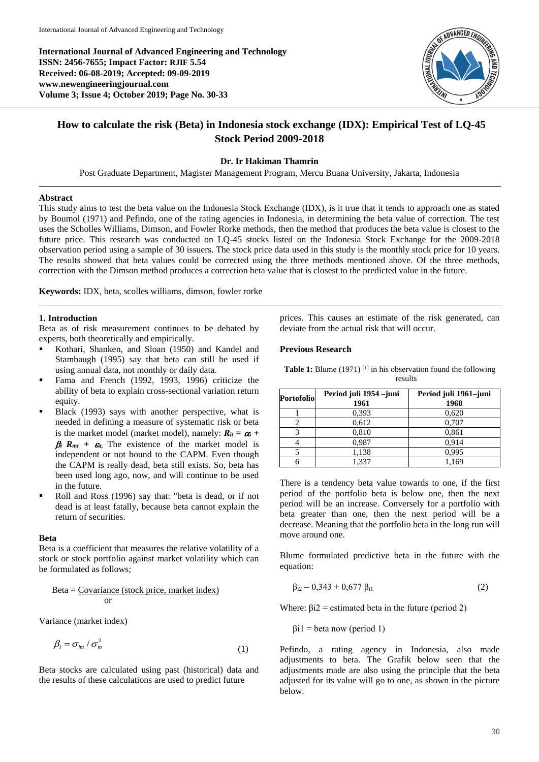**International Journal of Advanced Engineering and Technology**
**ISSN: 2456-7655; Impact Factor: RJIF 5.54**
**Received: 06-08-2019; Accepted: 09-09-2019**
**www.newengineeringjournal.com**
**Volume 3; Issue 4; October 2019; Page No. 30-33**

# How to calculate the risk (Beta) in Indonesia stock exchange (IDX): Empirical Test of LQ-45 Stock Period 2009-2018

**Dr. Ir Hakiman Thamrin**

Post Graduate Department, Magister Management Program, Mercu Buana University, Jakarta, Indonesia

## Abstract

This study aims to test the beta value on the Indonesia Stock Exchange (IDX), is it true that it tends to approach one as stated by Boumol (1971) and Pefindo, one of the rating agencies in Indonesia, in determining the beta value of correction. The test uses the Scholles Williams, Dimson, and Fowler Rorke methods, then the method that produces the beta value is closest to the future price. This research was conducted on LQ-45 stocks listed on the Indonesia Stock Exchange for the 2009-2018 observation period using a sample of 30 issuers. The stock price data used in this study is the monthly stock price for 10 years. The results showed that beta values could be corrected using the three methods mentioned above. Of the three methods, correction with the Dimson method produces a correction beta value that is closest to the predicted value in the future.

**Keywords:** IDX, beta, scolles williams, dimson, fowler rorke

## 1. Introduction

Beta as of risk measurement continues to be debated by experts, both theoretically and empirically.

- Kothari, Shanken, and Sloan (1950) and Kandel and Stambaugh (1995) say that beta can still be used if using annual data, not monthly or daily data.
- Fama and French (1992, 1993, 1996) criticize the ability of beta to explain cross-sectional variation return equity.
- Black (1993) says with another perspective, what is needed in defining a measure of systematic risk or beta is the market model (market model), namely: $R_{it} = \alpha_i + \beta_i R_{mt} + \varepsilon_{it}$, The existence of the market model is independent or not bound to the CAPM. Even though the CAPM is really dead, beta still exists. So, beta has been used long ago, now, and will continue to be used in the future.
- Roll and Ross (1996) say that: "beta is dead, or if not dead is at least fatally, because beta cannot explain the return of securities.

### Beta

Beta is a coefficient that measures the relative volatility of a stock or stock portfolio against market volatility which can be formulated as follows;

Beta = Covariance (stock price, market index)
or

Variance (market index)

$$\beta_i = \sigma_{im} / \sigma_m^2 \tag{1}$$

Beta stocks are calculated using past (historical) data and the results of these calculations are used to predict future prices. This causes an estimate of the risk generated, can deviate from the actual risk that will occur.

### Previous Research

**Table 1:** Blume (1971) [1] in his observation found the following results

| Portofolio | Period juli 1954 –juni 1961 | Period juli 1961–juni 1968 |
|---|---|---|
| 1 | 0,393 | 0,620 |
| 2 | 0,612 | 0,707 |
| 3 | 0,810 | 0,861 |
| 4 | 0,987 | 0,914 |
| 5 | 1,138 | 0,995 |
| 6 | 1,337 | 1,169 |

There is a tendency beta value towards to one, if the first period of the portfolio beta is below one, then the next period will be an increase. Conversely for a portfolio with beta greater than one, then the next period will be a decrease. Meaning that the portfolio beta in the long run will move around one.

Blume formulated predictive beta in the future with the equation:

$$\beta_{i2} = 0{,}343 + 0{,}677\ \beta_{i1} \tag{2}$$

Where: $\beta i2$ = estimated beta in the future (period 2)

$\beta i1$ = beta now (period 1)

Pefindo, a rating agency in Indonesia, also made adjustments to beta. The Grafik below seen that the adjustments made are also using the principle that the beta adjusted for its value will go to one, as shown in the picture below.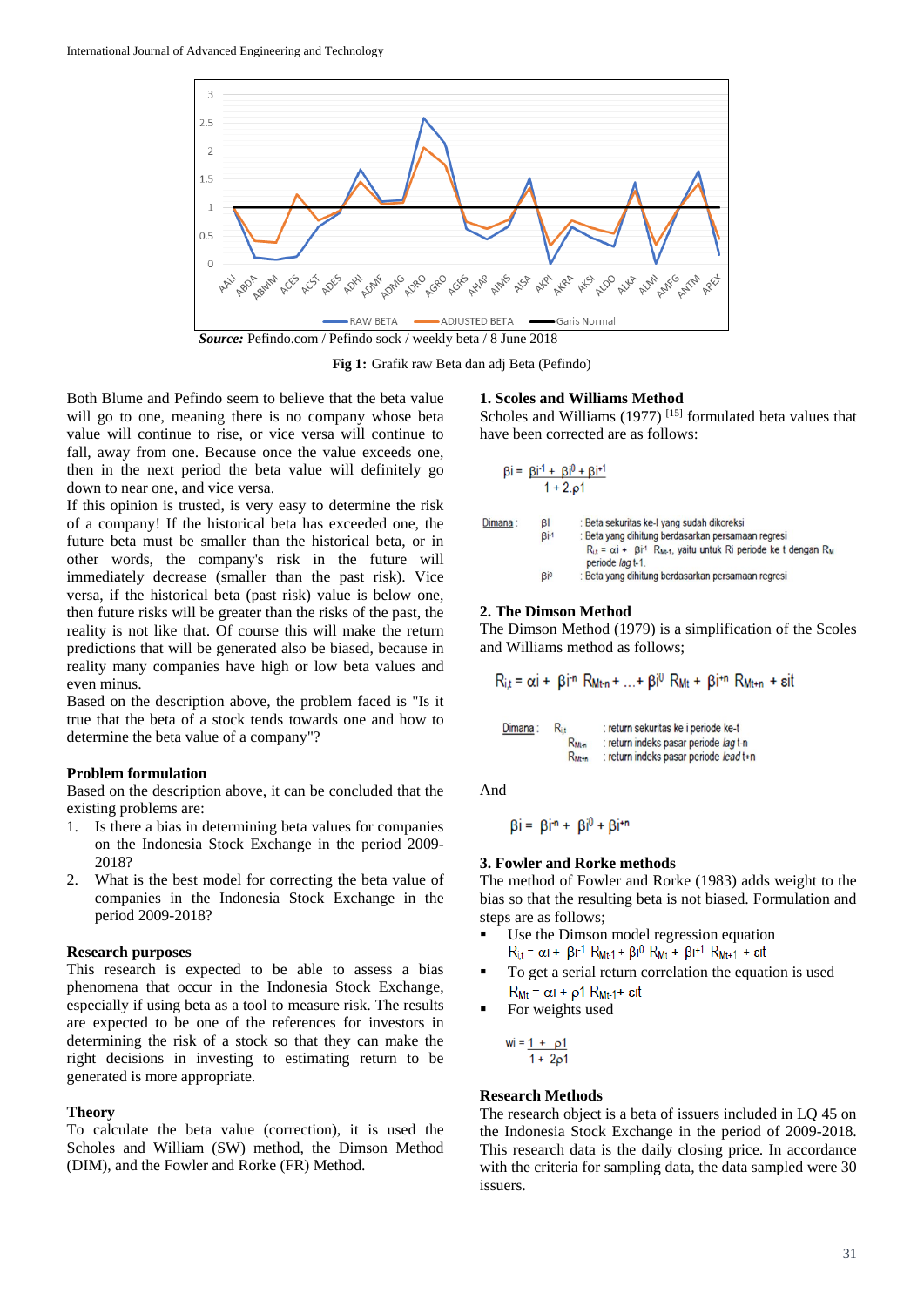*Source:* Pefindo.com / Pefindo sock / weekly beta / 8 June 2018

**Fig 1:** Grafik raw Beta dan adj Beta (Pefindo)

Both Blume and Pefindo seem to believe that the beta value will go to one, meaning there is no company whose beta value will continue to rise, or vice versa will continue to fall, away from one. Because once the value exceeds one, then in the next period the beta value will definitely go down to near one, and vice versa.

If this opinion is trusted, is very easy to determine the risk of a company! If the historical beta has exceeded one, the future beta must be smaller than the historical beta, or in other words, the company's risk in the future will immediately decrease (smaller than the past risk). Vice versa, if the historical beta (past risk) value is below one, then future risks will be greater than the risks of the past, the reality is not like that. Of course this will make the return predictions that will be generated also be biased, because in reality many companies have high or low beta values and even minus.

Based on the description above, the problem faced is "Is it true that the beta of a stock tends towards one and how to determine the beta value of a company"?

### Problem formulation

Based on the description above, it can be concluded that the existing problems are:

1. Is there a bias in determining beta values for companies on the Indonesia Stock Exchange in the period 2009-2018?
2. What is the best model for correcting the beta value of companies in the Indonesia Stock Exchange in the period 2009-2018?

### Research purposes

This research is expected to be able to assess a bias phenomena that occur in the Indonesia Stock Exchange, especially if using beta as a tool to measure risk. The results are expected to be one of the references for investors in determining the risk of a stock so that they can make the right decisions in investing to estimating return to be generated is more appropriate.

### Theory

To calculate the beta value (correction), it is used the Scholes and William (SW) method, the Dimson Method (DIM), and the Fowler and Rorke (FR) Method.

### 1. Scoles and Williams Method

Scholes and Williams (1977) [15] formulated beta values that have been corrected are as follows:

$$\beta i = \frac{\beta i^{-1} + \beta i^{0} + \beta i^{+1}}{1 + 2.\rho 1}$$

Dimana : $\beta I$ : Beta sekuritas ke-I yang sudah dikoreksi

$\beta i^{-1}$ : Beta yang dihitung berdasarkan persamaan regresi $R_{i,t} = \alpha i + \beta i^{-1} R_{Mt-1}$, yaitu untuk Ri periode ke t dengan $R_M$ periode *lag* t-1.

$\beta i^{0}$ : Beta yang dihitung berdasarkan persamaan regresi

### 2. The Dimson Method

The Dimson Method (1979) is a simplification of the Scoles and Williams method as follows;

$$R_{i,t} = \alpha i + \beta i^{-n} R_{Mt-n} + \ldots + \beta i^{0} R_{Mt} + \beta i^{+n} R_{Mt+n} + \varepsilon it$$

Dimana : $R_{i,t}$ : return sekuritas ke i periode ke-t

$R_{Mt-n}$ : return indeks pasar periode *lag* t-n

$R_{Mt+n}$ : return indeks pasar periode *lead* t+n

And

$$\beta i = \beta i^{-n} + \beta i^{0} + \beta i^{+n}$$

### 3. Fowler and Rorke methods

The method of Fowler and Rorke (1983) adds weight to the bias so that the resulting beta is not biased. Formulation and steps are as follows;

- Use the Dimson model regression equation
  $R_{i,t} = \alpha i + \beta i^{-1} R_{Mt-1} + \beta i^{0} R_{Mt} + \beta i^{+1} R_{Mt+1} + \varepsilon it$
- To get a serial return correlation the equation is used
  $R_{Mt} = \alpha i + \rho 1 R_{Mt-1} + \varepsilon it$
- For weights used

$$wi = \frac{1 + \rho 1}{1 + 2\rho 1}$$

### Research Methods

The research object is a beta of issuers included in LQ 45 on the Indonesia Stock Exchange in the period of 2009-2018. This research data is the daily closing price. In accordance with the criteria for sampling data, the data sampled were 30 issuers.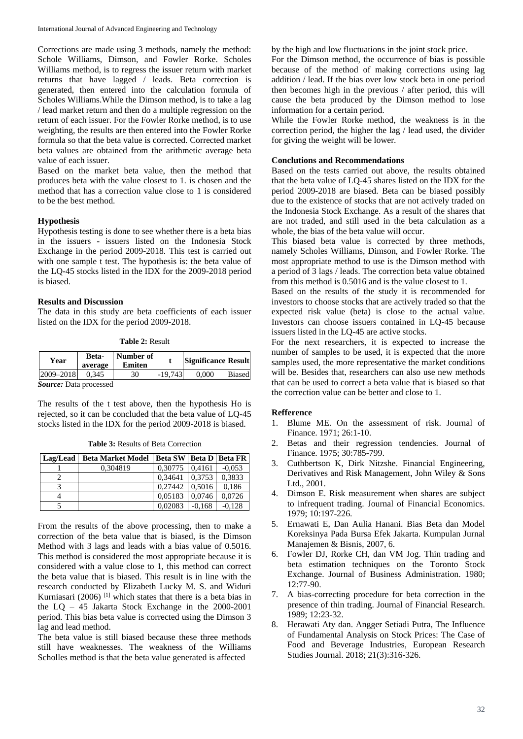Corrections are made using 3 methods, namely the method: Schole Williams, Dimson, and Fowler Rorke. Scholes Williams method, is to regress the issuer return with market returns that have lagged / leads. Beta correction is generated, then entered into the calculation formula of Scholes Williams.While the Dimson method, is to take a lag / lead market return and then do a multiple regression on the return of each issuer. For the Fowler Rorke method, is to use weighting, the results are then entered into the Fowler Rorke formula so that the beta value is corrected. Corrected market beta values are obtained from the arithmetic average beta value of each issuer.

Based on the market beta value, then the method that produces beta with the value closest to 1. is chosen and the method that has a correction value close to 1 is considered to be the best method.

### Hypothesis

Hypothesis testing is done to see whether there is a beta bias in the issuers - issuers listed on the Indonesia Stock Exchange in the period 2009-2018. This test is carried out with one sample t test. The hypothesis is: the beta value of the LQ-45 stocks listed in the IDX for the 2009-2018 period is biased.

### Results and Discussion

The data in this study are beta coefficients of each issuer listed on the IDX for the period 2009-2018.

**Table 2:** Result

| Year | Beta-average | Number of Emiten | t | Significance | Result |
|---|---|---|---|---|---|
| 2009–2018 | 0,345 | 30 | -19,743 | 0,000 | Biased |

***Source:*** Data processed

The results of the t test above, then the hypothesis Ho is rejected, so it can be concluded that the beta value of LQ-45 stocks listed in the IDX for the period 2009-2018 is biased.

**Table 3:** Results of Beta Correction

| Lag/Lead | Beta Market Model | Beta SW | Beta D | Beta FR |
|---|---|---|---|---|
| 1 | 0,304819 | 0,30775 | 0,4161 | -0,053 |
| 2 | | 0,34641 | 0,3753 | 0,3833 |
| 3 | | 0,27442 | 0,5016 | 0,186 |
| 4 | | 0,05183 | 0,0746 | 0,0726 |
| 5 | | 0,02083 | -0,168 | -0,128 |

From the results of the above processing, then to make a correction of the beta value that is biased, is the Dimson Method with 3 lags and leads with a bias value of 0.5016. This method is considered the most appropriate because it is considered with a value close to 1, this method can correct the beta value that is biased. This result is in line with the research conducted by Elizabeth Lucky M. S. and Widuri Kurniasari (2006) [1] which states that there is a beta bias in the LQ – 45 Jakarta Stock Exchange in the 2000-2001 period. This bias beta value is corrected using the Dimson 3 lag and lead method.

The beta value is still biased because these three methods still have weaknesses. The weakness of the Williams Scholles method is that the beta value generated is affected by the high and low fluctuations in the joint stock price.

For the Dimson method, the occurrence of bias is possible because of the method of making corrections using lag addition / lead. If the bias over low stock beta in one period then becomes high in the previous / after period, this will cause the beta produced by the Dimson method to lose information for a certain period.

While the Fowler Rorke method, the weakness is in the correction period, the higher the lag / lead used, the divider for giving the weight will be lower.

### Conclutions and Recommendations

Based on the tests carried out above, the results obtained that the beta value of LQ-45 shares listed on the IDX for the period 2009-2018 are biased. Beta can be biased possibly due to the existence of stocks that are not actively traded on the Indonesia Stock Exchange. As a result of the shares that are not traded, and still used in the beta calculation as a whole, the bias of the beta value will occur.

This biased beta value is corrected by three methods, namely Scholes Williams, Dimson, and Fowler Rorke. The most appropriate method to use is the Dimson method with a period of 3 lags / leads. The correction beta value obtained from this method is 0.5016 and is the value closest to 1.

Based on the results of the study it is recommended for investors to choose stocks that are actively traded so that the expected risk value (beta) is close to the actual value. Investors can choose issuers contained in LQ-45 because issuers listed in the LQ-45 are active stocks.

For the next researchers, it is expected to increase the number of samples to be used, it is expected that the more samples used, the more representative the market conditions will be. Besides that, researchers can also use new methods that can be used to correct a beta value that is biased so that the correction value can be better and close to 1.

### Refference

1. Blume ME. On the assessment of risk. Journal of Finance. 1971; 26:1-10.
2. Betas and their regression tendencies. Journal of Finance. 1975; 30:785-799.
3. Cuthbertson K, Dirk Nitzshe. Financial Engineering, Derivatives and Risk Management, John Wiley & Sons Ltd., 2001.
4. Dimson E. Risk measurement when shares are subject to infrequent trading. Journal of Financial Economics. 1979; 10:197-226.
5. Ernawati E, Dan Aulia Hanani. Bias Beta dan Model Koreksinya Pada Bursa Efek Jakarta. Kumpulan Jurnal Manajemen & Bisnis, 2007, 6.
6. Fowler DJ, Rorke CH, dan VM Jog. Thin trading and beta estimation techniques on the Toronto Stock Exchange. Journal of Business Administration. 1980; 12:77-90.
7. A bias-correcting procedure for beta correction in the presence of thin trading. Journal of Financial Research. 1989; 12:23-32.
8. Herawati Aty dan. Angger Setiadi Putra, The Influence of Fundamental Analysis on Stock Prices: The Case of Food and Beverage Industries, European Research Studies Journal. 2018; 21(3):316-326.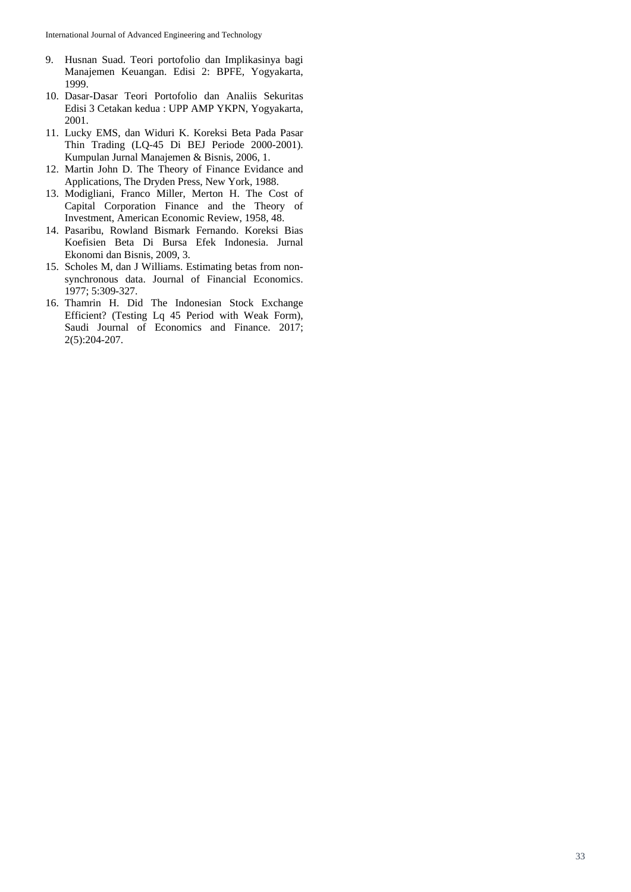9. Husnan Suad. Teori portofolio dan Implikasinya bagi Manajemen Keuangan. Edisi 2: BPFE, Yogyakarta, 1999.
10. Dasar-Dasar Teori Portofolio dan Analiis Sekuritas Edisi 3 Cetakan kedua : UPP AMP YKPN, Yogyakarta, 2001.
11. Lucky EMS, dan Widuri K. Koreksi Beta Pada Pasar Thin Trading (LQ-45 Di BEJ Periode 2000-2001). Kumpulan Jurnal Manajemen & Bisnis, 2006, 1.
12. Martin John D. The Theory of Finance Evidance and Applications, The Dryden Press, New York, 1988.
13. Modigliani, Franco Miller, Merton H. The Cost of Capital Corporation Finance and the Theory of Investment, American Economic Review, 1958, 48.
14. Pasaribu, Rowland Bismark Fernando. Koreksi Bias Koefisien Beta Di Bursa Efek Indonesia. Jurnal Ekonomi dan Bisnis, 2009, 3.
15. Scholes M, dan J Williams. Estimating betas from non-synchronous data. Journal of Financial Economics. 1977; 5:309-327.
16. Thamrin H. Did The Indonesian Stock Exchange Efficient? (Testing Lq 45 Period with Weak Form), Saudi Journal of Economics and Finance. 2017; 2(5):204-207.